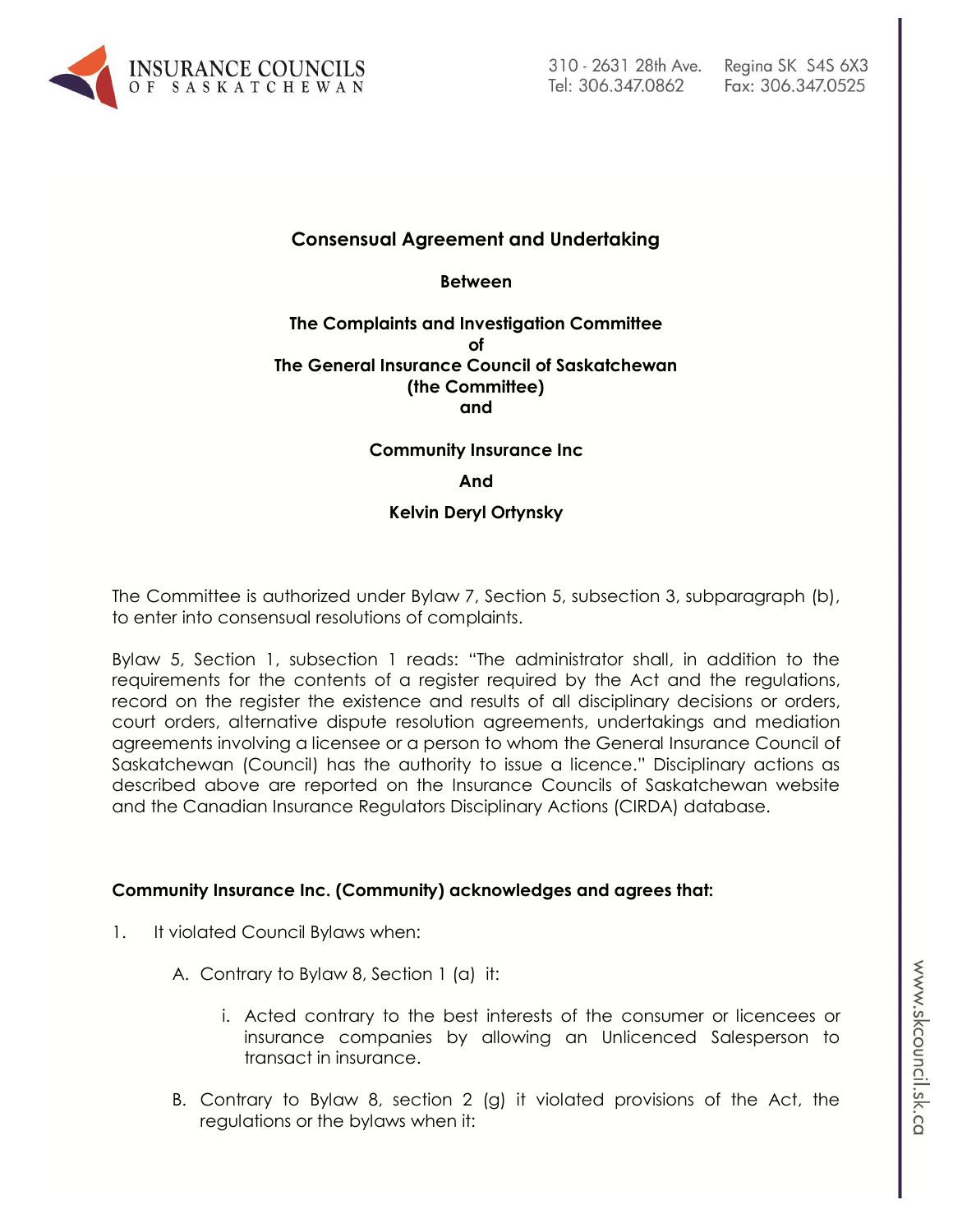## Consensual Agreement and Undertaking

**Between**

**The Complaints and Investigation Committee**
**of**
**The General Insurance Council of Saskatchewan**
**(the Committee)**
**and**

**Community Insurance Inc**

**And**

**Kelvin Deryl Ortynsky**

The Committee is authorized under Bylaw 7, Section 5, subsection 3, subparagraph (b), to enter into consensual resolutions of complaints.

Bylaw 5, Section 1, subsection 1 reads: "The administrator shall, in addition to the requirements for the contents of a register required by the Act and the regulations, record on the register the existence and results of all disciplinary decisions or orders, court orders, alternative dispute resolution agreements, undertakings and mediation agreements involving a licensee or a person to whom the General Insurance Council of Saskatchewan (Council) has the authority to issue a licence." Disciplinary actions as described above are reported on the Insurance Councils of Saskatchewan website and the Canadian Insurance Regulators Disciplinary Actions (CIRDA) database.

**Community Insurance Inc. (Community) acknowledges and agrees that:**

1. It violated Council Bylaws when:

   A. Contrary to Bylaw 8, Section 1 (a) it:

      i. Acted contrary to the best interests of the consumer or licencees or insurance companies by allowing an Unlicenced Salesperson to transact in insurance.

   B. Contrary to Bylaw 8, section 2 (g) it violated provisions of the Act, the regulations or the bylaws when it: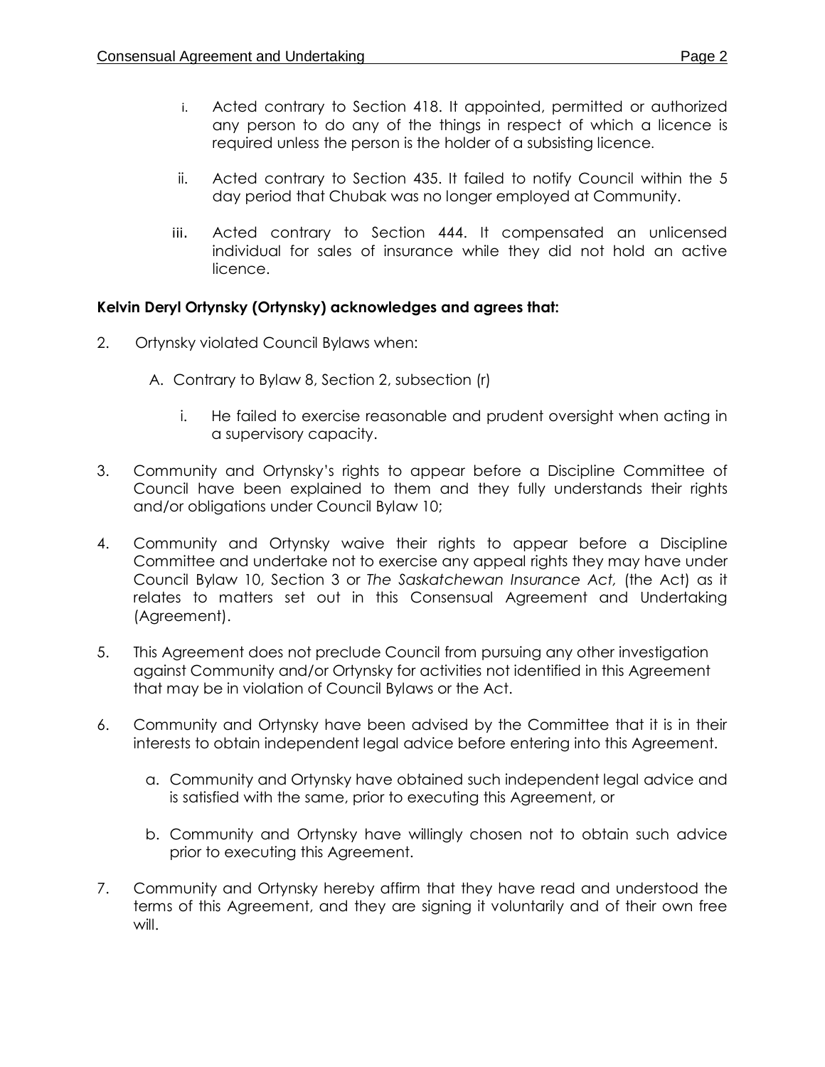i. Acted contrary to Section 418. It appointed, permitted or authorized any person to do any of the things in respect of which a licence is required unless the person is the holder of a subsisting licence.

ii. Acted contrary to Section 435. It failed to notify Council within the 5 day period that Chubak was no longer employed at Community.

iii. Acted contrary to Section 444. It compensated an unlicensed individual for sales of insurance while they did not hold an active licence.

**Kelvin Deryl Ortynsky (Ortynsky) acknowledges and agrees that:**

2. Ortynsky violated Council Bylaws when:

   A. Contrary to Bylaw 8, Section 2, subsection (r)

      i. He failed to exercise reasonable and prudent oversight when acting in a supervisory capacity.

3. Community and Ortynsky's rights to appear before a Discipline Committee of Council have been explained to them and they fully understands their rights and/or obligations under Council Bylaw 10;

4. Community and Ortynsky waive their rights to appear before a Discipline Committee and undertake not to exercise any appeal rights they may have under Council Bylaw 10, Section 3 or *The Saskatchewan Insurance Act,* (the Act) as it relates to matters set out in this Consensual Agreement and Undertaking (Agreement).

5. This Agreement does not preclude Council from pursuing any other investigation against Community and/or Ortynsky for activities not identified in this Agreement that may be in violation of Council Bylaws or the Act.

6. Community and Ortynsky have been advised by the Committee that it is in their interests to obtain independent legal advice before entering into this Agreement.

   a. Community and Ortynsky have obtained such independent legal advice and is satisfied with the same, prior to executing this Agreement, or

   b. Community and Ortynsky have willingly chosen not to obtain such advice prior to executing this Agreement.

7. Community and Ortynsky hereby affirm that they have read and understood the terms of this Agreement, and they are signing it voluntarily and of their own free will.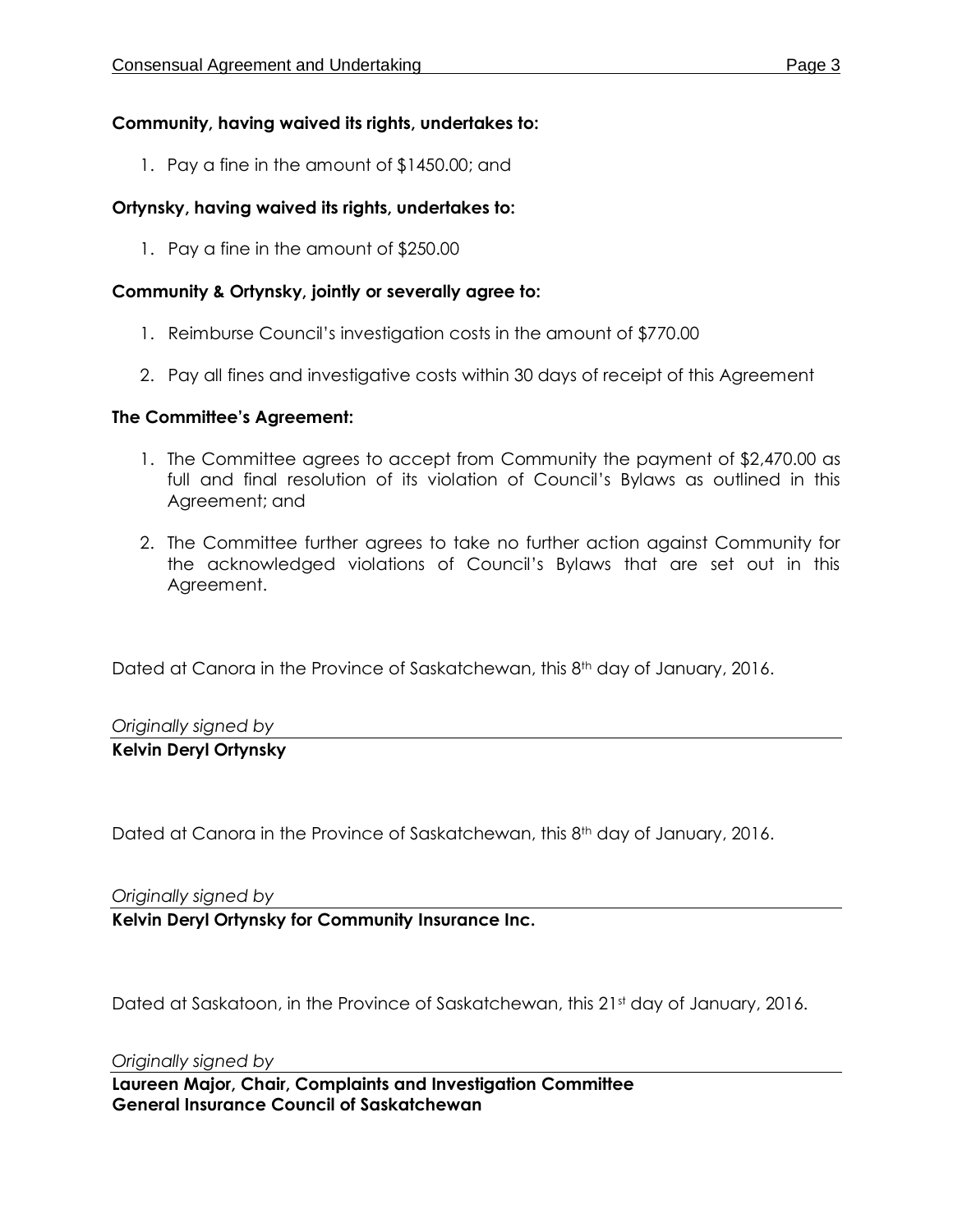**Community, having waived its rights, undertakes to:**

1. Pay a fine in the amount of $1450.00; and

**Ortynsky, having waived its rights, undertakes to:**

1. Pay a fine in the amount of $250.00

**Community & Ortynsky, jointly or severally agree to:**

1. Reimburse Council's investigation costs in the amount of $770.00
2. Pay all fines and investigative costs within 30 days of receipt of this Agreement

**The Committee's Agreement:**

1. The Committee agrees to accept from Community the payment of $2,470.00 as full and final resolution of its violation of Council's Bylaws as outlined in this Agreement; and
2. The Committee further agrees to take no further action against Community for the acknowledged violations of Council's Bylaws that are set out in this Agreement.

Dated at Canora in the Province of Saskatchewan, this 8th day of January, 2016.

*Originally signed by*

**Kelvin Deryl Ortynsky**

Dated at Canora in the Province of Saskatchewan, this 8th day of January, 2016.

*Originally signed by*

**Kelvin Deryl Ortynsky for Community Insurance Inc.**

Dated at Saskatoon, in the Province of Saskatchewan, this 21st day of January, 2016.

*Originally signed by*

**Laureen Major, Chair, Complaints and Investigation Committee**
**General Insurance Council of Saskatchewan**